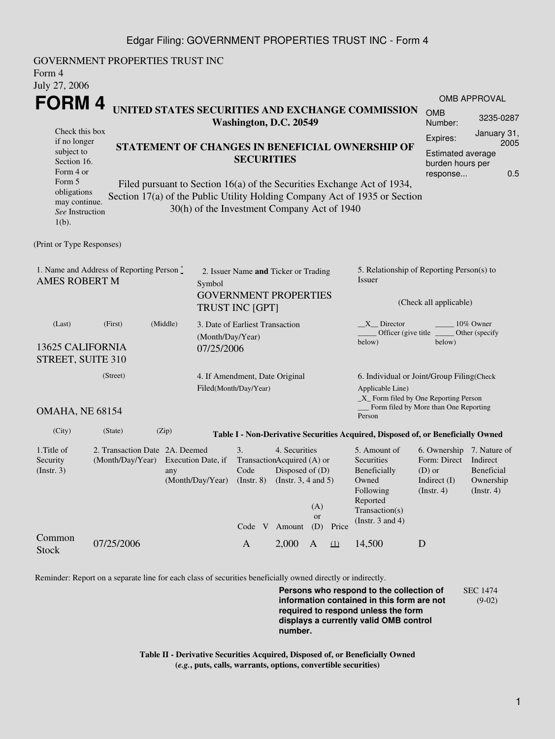GOVERNMENT PROPERTIES TRUST INC
Form 4
July 27, 2006

# FORM 4

Check this box if no longer subject to Section 16. Form 4 or Form 5 obligations may continue. *See* Instruction 1(b).

## UNITED STATES SECURITIES AND EXCHANGE COMMISSION
**Washington, D.C. 20549**

## STATEMENT OF CHANGES IN BENEFICIAL OWNERSHIP OF SECURITIES

Filed pursuant to Section 16(a) of the Securities Exchange Act of 1934, Section 17(a) of the Public Utility Holding Company Act of 1935 or Section 30(h) of the Investment Company Act of 1940

| OMB APPROVAL | |
|---|---|
| OMB Number: | 3235-0287 |
| Expires: | January 31, 2005 |
| Estimated average burden hours per response... | 0.5 |

(Print or Type Responses)

1. Name and Address of Reporting Person *
AMES ROBERT M
(Last) (First) (Middle)
13625 CALIFORNIA STREET, SUITE 310
(Street)
OMAHA, NE 68154
(City) (State) (Zip)

2. Issuer Name **and** Ticker or Trading Symbol
GOVERNMENT PROPERTIES TRUST INC [GPT]

3. Date of Earliest Transaction (Month/Day/Year)
07/25/2006

4. If Amendment, Date Original Filed(Month/Day/Year)

5. Relationship of Reporting Person(s) to Issuer
(Check all applicable)
\_\_X\_\_ Director \_\_\_\_\_ 10% Owner
\_\_\_\_\_ Officer (give title below) \_\_\_\_\_ Other (specify below)

6. Individual or Joint/Group Filing(Check Applicable Line)
\_X\_ Form filed by One Reporting Person
\_\_\_ Form filed by More than One Reporting Person

**Table I - Non-Derivative Securities Acquired, Disposed of, or Beneficially Owned**

| 1.Title of Security (Instr. 3) | 2. Transaction Date (Month/Day/Year) | 2A. Deemed Execution Date, if any (Month/Day/Year) | 3. Transaction Code (Instr. 8) | | 4. Securities Acquired (A) or Disposed of (D) (Instr. 3, 4 and 5) | | | 5. Amount of Securities Beneficially Owned Following Reported Transaction(s) (Instr. 3 and 4) | 6. Ownership Form: Direct (D) or Indirect (I) (Instr. 4) | 7. Nature of Indirect Beneficial Ownership (Instr. 4) |
|---|---|---|---|---|---|---|---|---|---|---|
| | | | Code | V | Amount | (A) or (D) | Price | | | |
| Common Stock | 07/25/2006 | | A | | 2,000 | A | (1) | 14,500 | D | |

Reminder: Report on a separate line for each class of securities beneficially owned directly or indirectly.

**Persons who respond to the collection of information contained in this form are not required to respond unless the form displays a currently valid OMB control number.**

SEC 1474 (9-02)

**Table II - Derivative Securities Acquired, Disposed of, or Beneficially Owned**
**(*e.g.*, puts, calls, warrants, options, convertible securities)**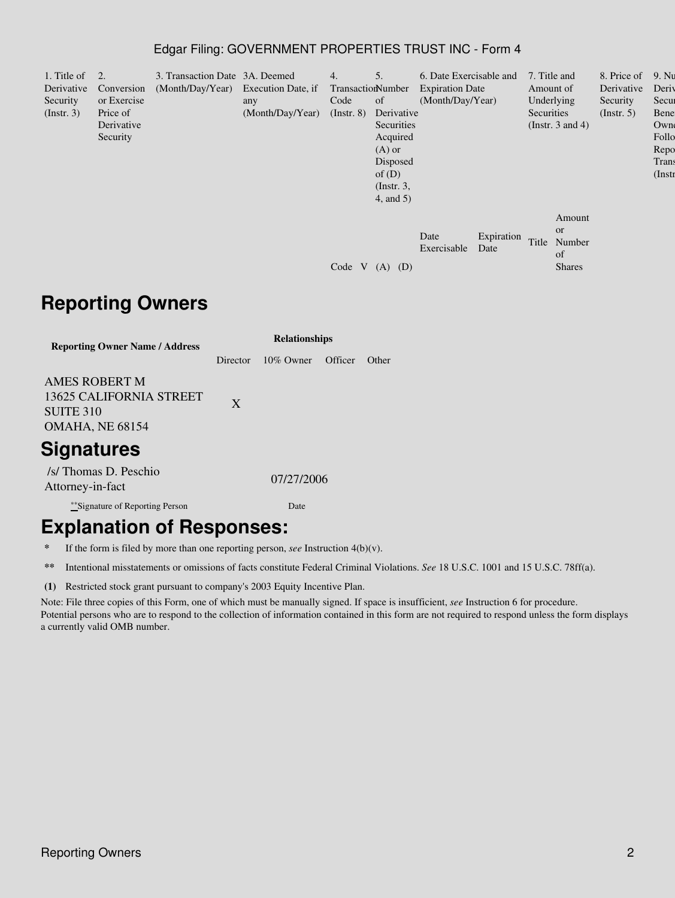Edgar Filing: GOVERNMENT PROPERTIES TRUST INC - Form 4

| 1. Title of Derivative Security (Instr. 3) | 2. Conversion or Exercise Price of Derivative Security | 3. Transaction Date (Month/Day/Year) | 3A. Deemed Execution Date, if any (Month/Day/Year) | 4. Transaction Code (Instr. 8) | | 5. Number of Derivative Securities Acquired (A) or Disposed of (D) (Instr. 3, 4, and 5) | | 6. Date Exercisable and Expiration Date (Month/Day/Year) | | 7. Title and Amount of Underlying Securities (Instr. 3 and 4) | | 8. Price of Derivative Security (Instr. 5) | 9. Nu Deriv Secur Bene Owne Follo Repo Trans (Instr |
|---|---|---|---|---|---|---|---|---|---|---|---|---|---|
| | | | | Code | V | (A) | (D) | Date Exercisable | Expiration Date | Title | Amount or Number of Shares | | |

# Reporting Owners

| Reporting Owner Name / Address | Relationships | | | |
|---|---|---|---|---|
| | Director | 10% Owner | Officer | Other |
| AMES ROBERT M<br>13625 CALIFORNIA STREET<br>SUITE 310<br>OMAHA, NE 68154 | X | | | |

# Signatures

| | |
|---|---|
| /s/ Thomas D. Peschio Attorney-in-fact | 07/27/2006 |
| **Signature of Reporting Person | Date |

# Explanation of Responses:

\* If the form is filed by more than one reporting person, *see* Instruction 4(b)(v).

\*\* Intentional misstatements or omissions of facts constitute Federal Criminal Violations. *See* 18 U.S.C. 1001 and 15 U.S.C. 78ff(a).

**(1)** Restricted stock grant pursuant to company's 2003 Equity Incentive Plan.

Note: File three copies of this Form, one of which must be manually signed. If space is insufficient, *see* Instruction 6 for procedure.
Potential persons who are to respond to the collection of information contained in this form are not required to respond unless the form displays a currently valid OMB number.